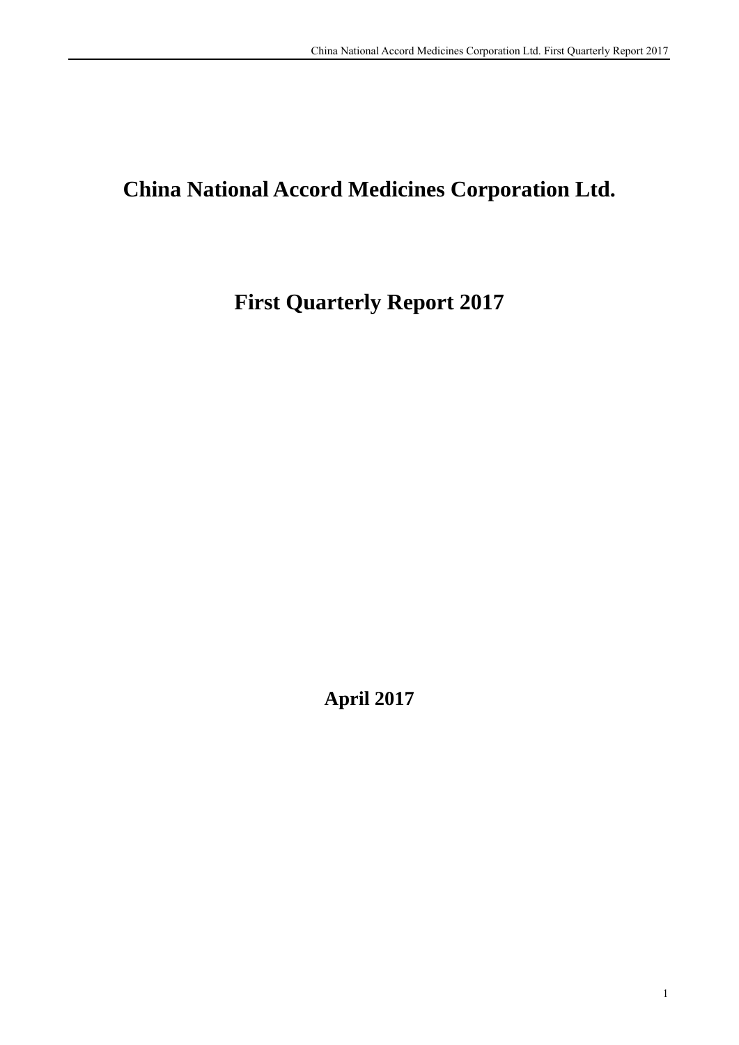# China National Accord Medicines Corporation Ltd.

# First Quarterly Report 2017

**April 2017**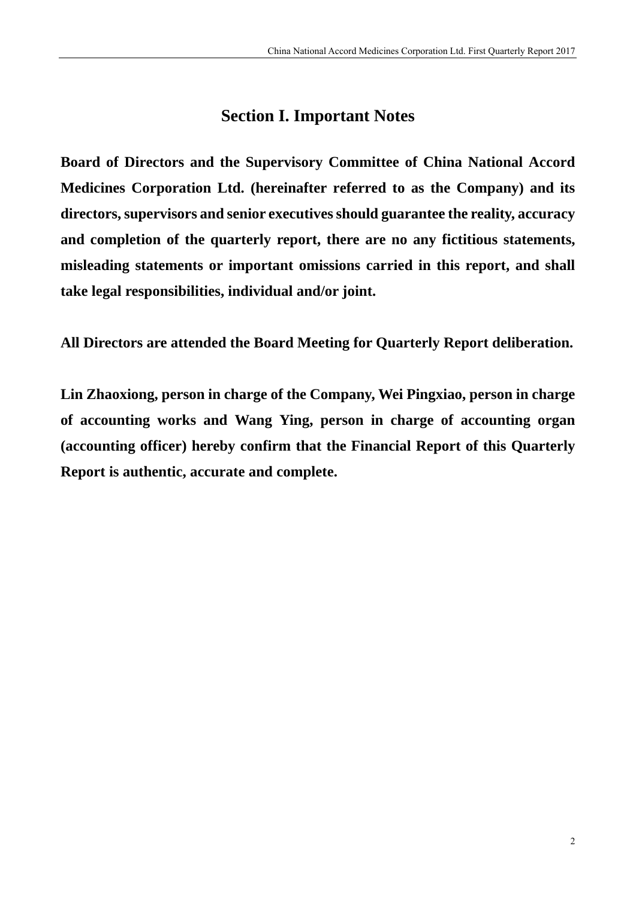# Section I. Important Notes

**Board of Directors and the Supervisory Committee of China National Accord Medicines Corporation Ltd. (hereinafter referred to as the Company) and its directors, supervisors and senior executives should guarantee the reality, accuracy and completion of the quarterly report, there are no any fictitious statements, misleading statements or important omissions carried in this report, and shall take legal responsibilities, individual and/or joint.**

**All Directors are attended the Board Meeting for Quarterly Report deliberation.**

**Lin Zhaoxiong, person in charge of the Company, Wei Pingxiao, person in charge of accounting works and Wang Ying, person in charge of accounting organ (accounting officer) hereby confirm that the Financial Report of this Quarterly Report is authentic, accurate and complete.**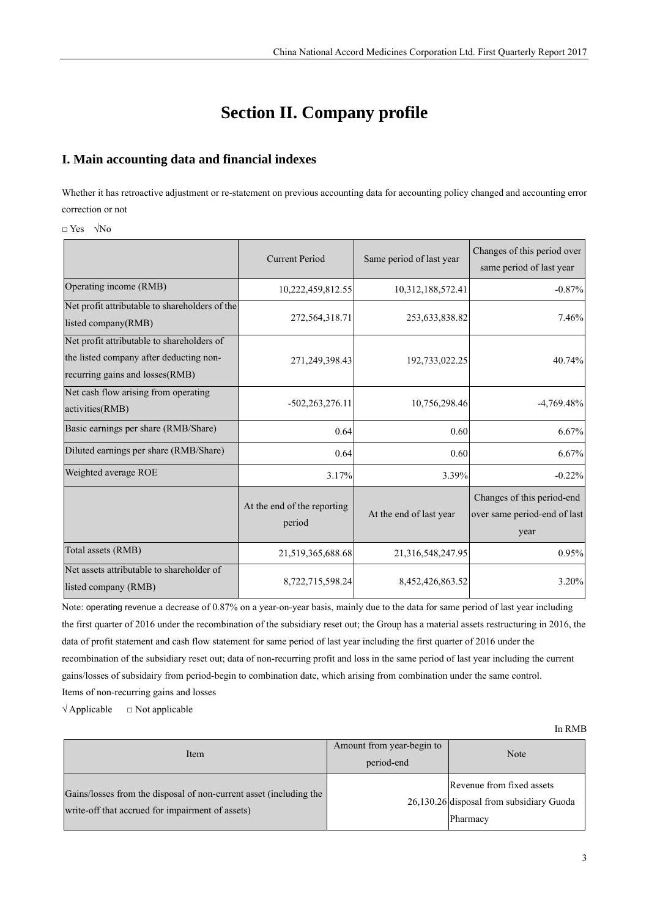# Section II. Company profile

## I. Main accounting data and financial indexes

Whether it has retroactive adjustment or re-statement on previous accounting data for accounting policy changed and accounting error correction or not

□ Yes √No

| | Current Period | Same period of last year | Changes of this period over same period of last year |
|---|---|---|---|
| Operating income (RMB) | 10,222,459,812.55 | 10,312,188,572.41 | -0.87% |
| Net profit attributable to shareholders of the listed company(RMB) | 272,564,318.71 | 253,633,838.82 | 7.46% |
| Net profit attributable to shareholders of the listed company after deducting non-recurring gains and losses(RMB) | 271,249,398.43 | 192,733,022.25 | 40.74% |
| Net cash flow arising from operating activities(RMB) | -502,263,276.11 | 10,756,298.46 | -4,769.48% |
| Basic earnings per share (RMB/Share) | 0.64 | 0.60 | 6.67% |
| Diluted earnings per share (RMB/Share) | 0.64 | 0.60 | 6.67% |
| Weighted average ROE | 3.17% | 3.39% | -0.22% |
| | At the end of the reporting period | At the end of last year | Changes of this period-end over same period-end of last year |
| Total assets (RMB) | 21,519,365,688.68 | 21,316,548,247.95 | 0.95% |
| Net assets attributable to shareholder of listed company (RMB) | 8,722,715,598.24 | 8,452,426,863.52 | 3.20% |

Note: operating revenue a decrease of 0.87% on a year-on-year basis, mainly due to the data for same period of last year including the first quarter of 2016 under the recombination of the subsidiary reset out; the Group has a material assets restructuring in 2016, the data of profit statement and cash flow statement for same period of last year including the first quarter of 2016 under the recombination of the subsidiary reset out; data of non-recurring profit and loss in the same period of last year including the current gains/losses of subsidairy from period-begin to combination date, which arising from combination under the same control.

Items of non-recurring gains and losses

√ Applicable □ Not applicable

In RMB

| Item | Amount from year-begin to period-end | Note |
|---|---|---|
| Gains/losses from the disposal of non-current asset (including the write-off that accrued for impairment of assets) | 26,130.26 | Revenue from fixed assets disposal from subsidiary Guoda Pharmacy |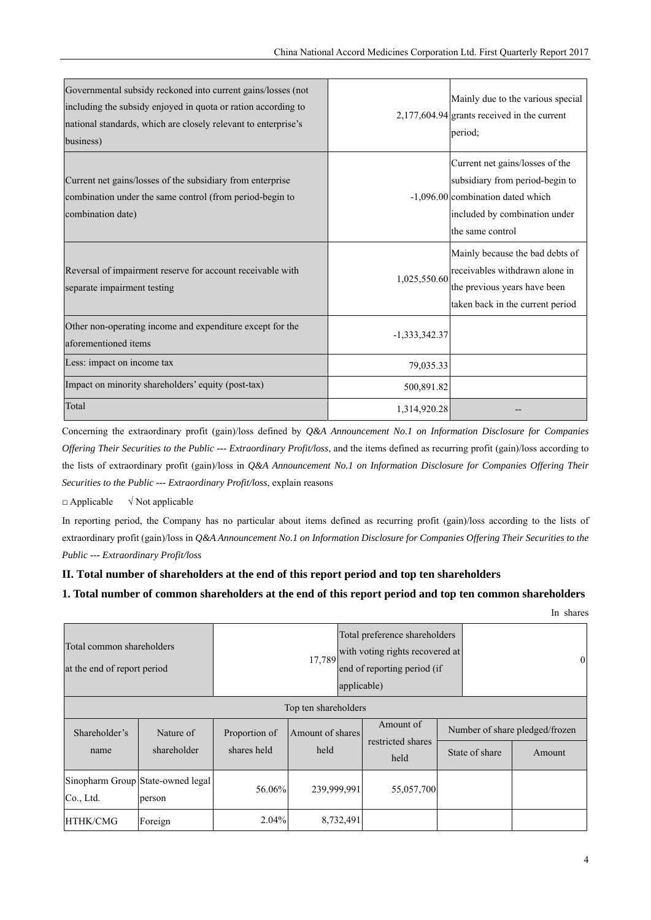| | | |
|---|---|---|
| Governmental subsidy reckoned into current gains/losses (not including the subsidy enjoyed in quota or ration according to national standards, which are closely relevant to enterprise's business) | 2,177,604.94 | Mainly due to the various special grants received in the current period; |
| Current net gains/losses of the subsidiary from enterprise combination under the same control (from period-begin to combination date) | -1,096.00 | Current net gains/losses of the subsidiary from period-begin to combination dated which included by combination under the same control |
| Reversal of impairment reserve for account receivable with separate impairment testing | 1,025,550.60 | Mainly because the bad debts of receivables withdrawn alone in the previous years have been taken back in the current period |
| Other non-operating income and expenditure except for the aforementioned items | -1,333,342.37 | |
| Less: impact on income tax | 79,035.33 | |
| Impact on minority shareholders' equity (post-tax) | 500,891.82 | |
| Total | 1,314,920.28 | -- |

Concerning the extraordinary profit (gain)/loss defined by *Q&A Announcement No.1 on Information Disclosure for Companies Offering Their Securities to the Public --- Extraordinary Profit/loss*, and the items defined as recurring profit (gain)/loss according to the lists of extraordinary profit (gain)/loss in *Q&A Announcement No.1 on Information Disclosure for Companies Offering Their Securities to the Public --- Extraordinary Profit/loss*, explain reasons

□ Applicable √ Not applicable

In reporting period, the Company has no particular about items defined as recurring profit (gain)/loss according to the lists of extraordinary profit (gain)/loss in *Q&A Announcement No.1 on Information Disclosure for Companies Offering Their Securities to the Public --- Extraordinary Profit/loss*

## II. Total number of shareholders at the end of this report period and top ten shareholders

### 1. Total number of common shareholders at the end of this report period and top ten common shareholders

In shares

| Total common shareholders at the end of report period | | 17,789 | | Total preference shareholders with voting rights recovered at end of reporting period (if applicable) | | 0 |
|---|---|---|---|---|---|---|
| Top ten shareholders | | | | | | |
| Shareholder's name | Nature of shareholder | Proportion of shares held | Amount of shares held | Amount of restricted shares held | Number of share pledged/frozen | |
| | | | | | State of share | Amount |
| Sinopharm Group Co., Ltd. | State-owned legal person | 56.06% | 239,999,991 | 55,057,700 | | |
| HTHK/CMG | Foreign | 2.04% | 8,732,491 | | | |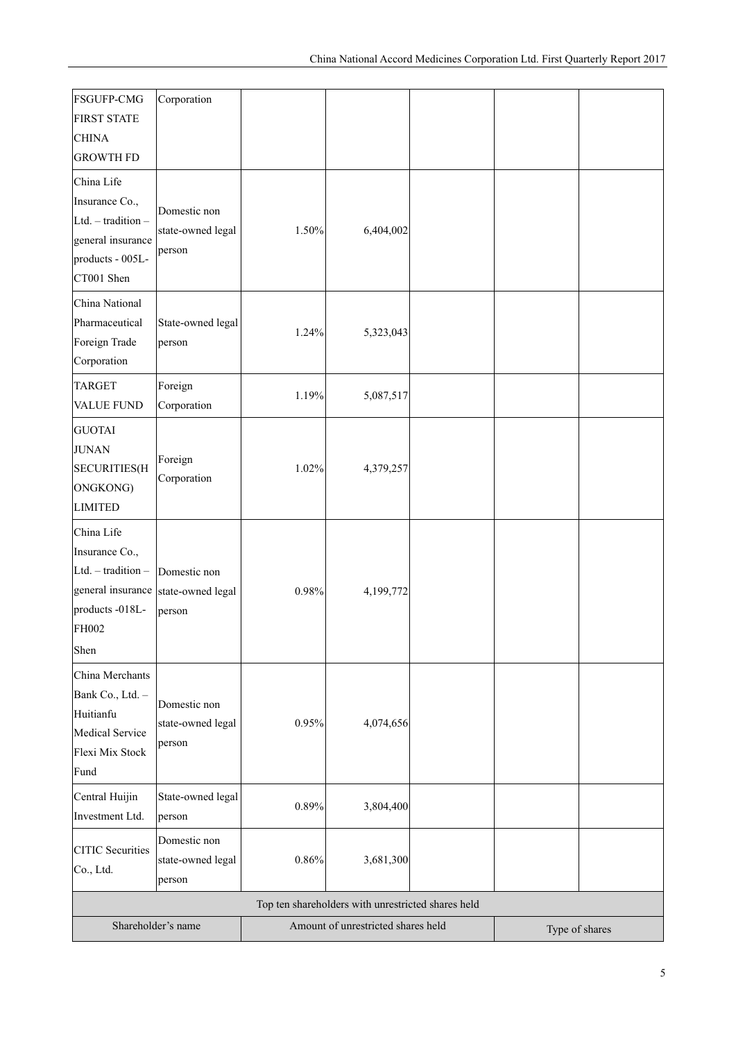| FSGUFP-CMG FIRST STATE CHINA GROWTH FD | Corporation | | | | | |
|---|---|---|---|---|---|---|
| China Life Insurance Co., Ltd. – tradition – general insurance products - 005L-CT001 Shen | Domestic non state-owned legal person | 1.50% | 6,404,002 | | | |
| China National Pharmaceutical Foreign Trade Corporation | State-owned legal person | 1.24% | 5,323,043 | | | |
| TARGET VALUE FUND | Foreign Corporation | 1.19% | 5,087,517 | | | |
| GUOTAI JUNAN SECURITIES(HONGKONG) LIMITED | Foreign Corporation | 1.02% | 4,379,257 | | | |
| China Life Insurance Co., Ltd. – tradition – general insurance products -018L-FH002 Shen | Domestic non state-owned legal person | 0.98% | 4,199,772 | | | |
| China Merchants Bank Co., Ltd. – Huitianfu Medical Service Flexi Mix Stock Fund | Domestic non state-owned legal person | 0.95% | 4,074,656 | | | |
| Central Huijin Investment Ltd. | State-owned legal person | 0.89% | 3,804,400 | | | |
| CITIC Securities Co., Ltd. | Domestic non state-owned legal person | 0.86% | 3,681,300 | | | |

| Top ten shareholders with unrestricted shares held | | |
|---|---|---|
| Shareholder's name | Amount of unrestricted shares held | Type of shares |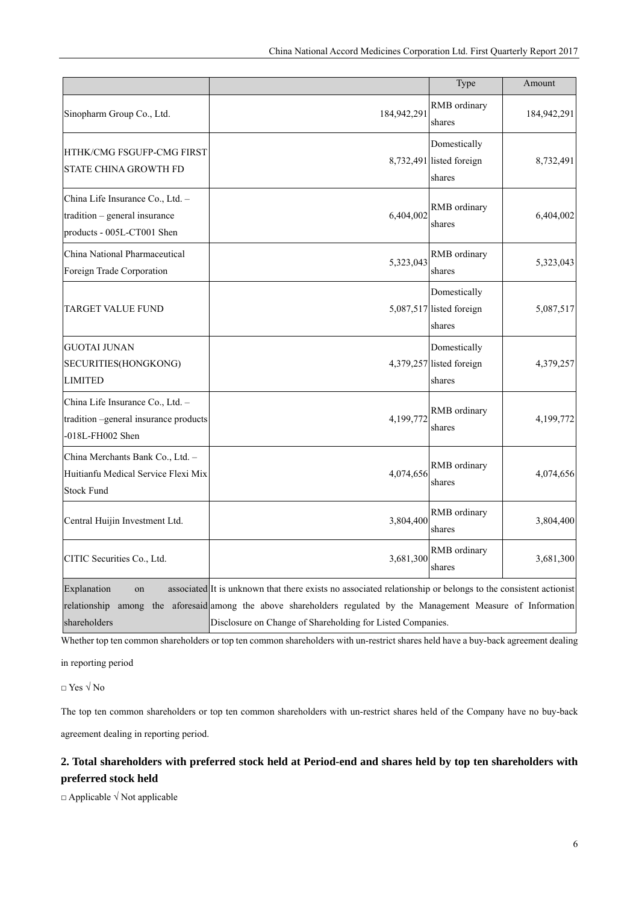| | | Type | Amount |
|---|---|---|---|
| Sinopharm Group Co., Ltd. | 184,942,291 | RMB ordinary shares | 184,942,291 |
| HTHK/CMG FSGUFP-CMG FIRST STATE CHINA GROWTH FD | 8,732,491 | Domestically listed foreign shares | 8,732,491 |
| China Life Insurance Co., Ltd. – tradition – general insurance products - 005L-CT001 Shen | 6,404,002 | RMB ordinary shares | 6,404,002 |
| China National Pharmaceutical Foreign Trade Corporation | 5,323,043 | RMB ordinary shares | 5,323,043 |
| TARGET VALUE FUND | 5,087,517 | Domestically listed foreign shares | 5,087,517 |
| GUOTAI JUNAN SECURITIES(HONGKONG) LIMITED | 4,379,257 | Domestically listed foreign shares | 4,379,257 |
| China Life Insurance Co., Ltd. – tradition –general insurance products -018L-FH002 Shen | 4,199,772 | RMB ordinary shares | 4,199,772 |
| China Merchants Bank Co., Ltd. – Huitianfu Medical Service Flexi Mix Stock Fund | 4,074,656 | RMB ordinary shares | 4,074,656 |
| Central Huijin Investment Ltd. | 3,804,400 | RMB ordinary shares | 3,804,400 |
| CITIC Securities Co., Ltd. | 3,681,300 | RMB ordinary shares | 3,681,300 |
| Explanation on associated relationship among the aforesaid shareholders | It is unknown that there exists no associated relationship or belongs to the consistent actionist among the above shareholders regulated by the Management Measure of Information Disclosure on Change of Shareholding for Listed Companies. | | |

Whether top ten common shareholders or top ten common shareholders with un-restrict shares held have a buy-back agreement dealing in reporting period

□ Yes √ No

The top ten common shareholders or top ten common shareholders with un-restrict shares held of the Company have no buy-back agreement dealing in reporting period.

## 2. Total shareholders with preferred stock held at Period-end and shares held by top ten shareholders with preferred stock held

□ Applicable √ Not applicable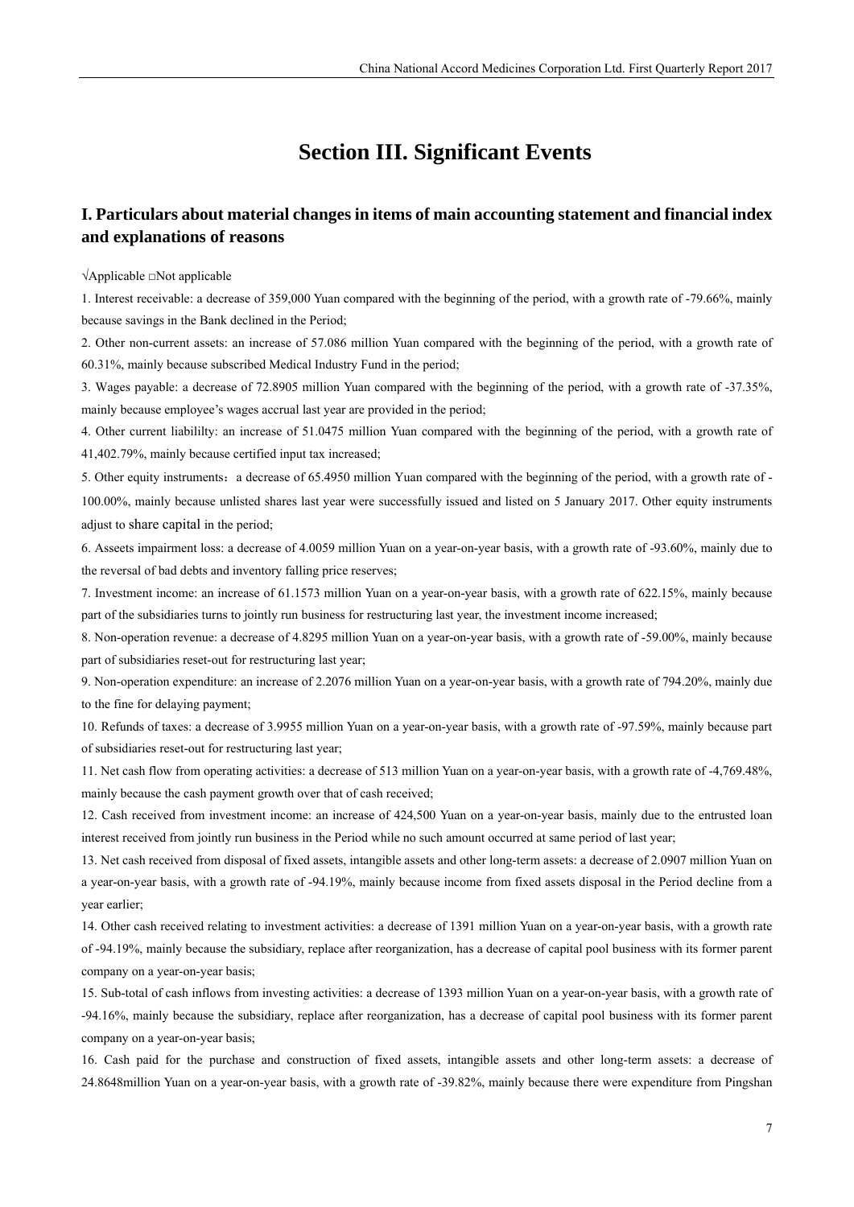# Section III. Significant Events

## I. Particulars about material changes in items of main accounting statement and financial index and explanations of reasons

√Applicable □Not applicable

1. Interest receivable: a decrease of 359,000 Yuan compared with the beginning of the period, with a growth rate of -79.66%, mainly because savings in the Bank declined in the Period;

2. Other non-current assets: an increase of 57.086 million Yuan compared with the beginning of the period, with a growth rate of 60.31%, mainly because subscribed Medical Industry Fund in the period;

3. Wages payable: a decrease of 72.8905 million Yuan compared with the beginning of the period, with a growth rate of -37.35%, mainly because employee's wages accrual last year are provided in the period;

4. Other current liabililty: an increase of 51.0475 million Yuan compared with the beginning of the period, with a growth rate of 41,402.79%, mainly because certified input tax increased;

5. Other equity instruments：a decrease of 65.4950 million Yuan compared with the beginning of the period, with a growth rate of -100.00%, mainly because unlisted shares last year were successfully issued and listed on 5 January 2017. Other equity instruments adjust to share capital in the period;

6. Asseets impairment loss: a decrease of 4.0059 million Yuan on a year-on-year basis, with a growth rate of -93.60%, mainly due to the reversal of bad debts and inventory falling price reserves;

7. Investment income: an increase of 61.1573 million Yuan on a year-on-year basis, with a growth rate of 622.15%, mainly because part of the subsidiaries turns to jointly run business for restructuring last year, the investment income increased;

8. Non-operation revenue: a decrease of 4.8295 million Yuan on a year-on-year basis, with a growth rate of -59.00%, mainly because part of subsidiaries reset-out for restructuring last year;

9. Non-operation expenditure: an increase of 2.2076 million Yuan on a year-on-year basis, with a growth rate of 794.20%, mainly due to the fine for delaying payment;

10. Refunds of taxes: a decrease of 3.9955 million Yuan on a year-on-year basis, with a growth rate of -97.59%, mainly because part of subsidiaries reset-out for restructuring last year;

11. Net cash flow from operating activities: a decrease of 513 million Yuan on a year-on-year basis, with a growth rate of -4,769.48%, mainly because the cash payment growth over that of cash received;

12. Cash received from investment income: an increase of 424,500 Yuan on a year-on-year basis, mainly due to the entrusted loan interest received from jointly run business in the Period while no such amount occurred at same period of last year;

13. Net cash received from disposal of fixed assets, intangible assets and other long-term assets: a decrease of 2.0907 million Yuan on a year-on-year basis, with a growth rate of -94.19%, mainly because income from fixed assets disposal in the Period decline from a year earlier;

14. Other cash received relating to investment activities: a decrease of 1391 million Yuan on a year-on-year basis, with a growth rate of -94.19%, mainly because the subsidiary, replace after reorganization, has a decrease of capital pool business with its former parent company on a year-on-year basis;

15. Sub-total of cash inflows from investing activities: a decrease of 1393 million Yuan on a year-on-year basis, with a growth rate of -94.16%, mainly because the subsidiary, replace after reorganization, has a decrease of capital pool business with its former parent company on a year-on-year basis;

16. Cash paid for the purchase and construction of fixed assets, intangible assets and other long-term assets: a decrease of 24.8648million Yuan on a year-on-year basis, with a growth rate of -39.82%, mainly because there were expenditure from Pingshan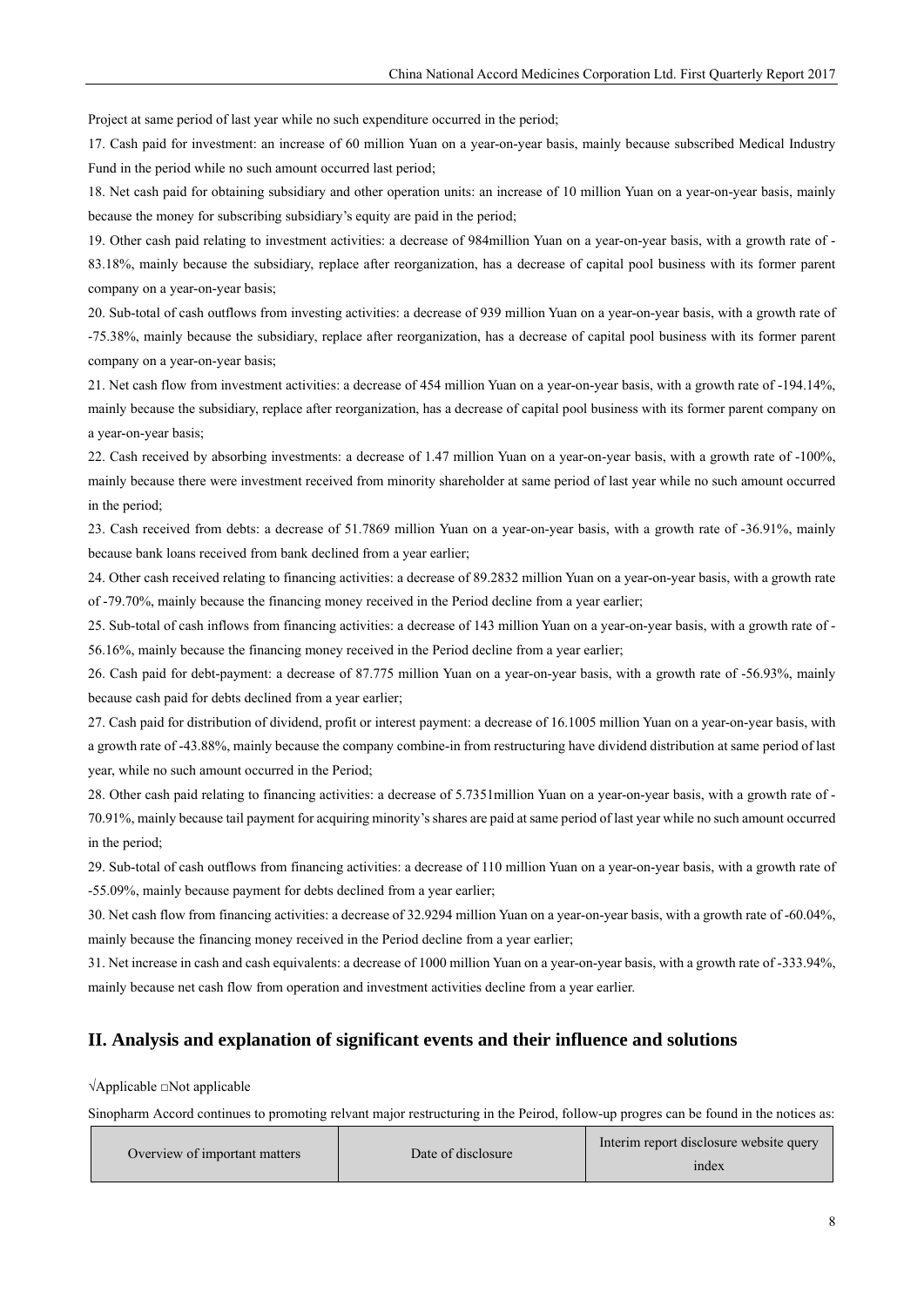Project at same period of last year while no such expenditure occurred in the period;

17. Cash paid for investment: an increase of 60 million Yuan on a year-on-year basis, mainly because subscribed Medical Industry Fund in the period while no such amount occurred last period;

18. Net cash paid for obtaining subsidiary and other operation units: an increase of 10 million Yuan on a year-on-year basis, mainly because the money for subscribing subsidiary's equity are paid in the period;

19. Other cash paid relating to investment activities: a decrease of 984million Yuan on a year-on-year basis, with a growth rate of -83.18%, mainly because the subsidiary, replace after reorganization, has a decrease of capital pool business with its former parent company on a year-on-year basis;

20. Sub-total of cash outflows from investing activities: a decrease of 939 million Yuan on a year-on-year basis, with a growth rate of -75.38%, mainly because the subsidiary, replace after reorganization, has a decrease of capital pool business with its former parent company on a year-on-year basis;

21. Net cash flow from investment activities: a decrease of 454 million Yuan on a year-on-year basis, with a growth rate of -194.14%, mainly because the subsidiary, replace after reorganization, has a decrease of capital pool business with its former parent company on a year-on-year basis;

22. Cash received by absorbing investments: a decrease of 1.47 million Yuan on a year-on-year basis, with a growth rate of -100%, mainly because there were investment received from minority shareholder at same period of last year while no such amount occurred in the period;

23. Cash received from debts: a decrease of 51.7869 million Yuan on a year-on-year basis, with a growth rate of -36.91%, mainly because bank loans received from bank declined from a year earlier;

24. Other cash received relating to financing activities: a decrease of 89.2832 million Yuan on a year-on-year basis, with a growth rate of -79.70%, mainly because the financing money received in the Period decline from a year earlier;

25. Sub-total of cash inflows from financing activities: a decrease of 143 million Yuan on a year-on-year basis, with a growth rate of -56.16%, mainly because the financing money received in the Period decline from a year earlier;

26. Cash paid for debt-payment: a decrease of 87.775 million Yuan on a year-on-year basis, with a growth rate of -56.93%, mainly because cash paid for debts declined from a year earlier;

27. Cash paid for distribution of dividend, profit or interest payment: a decrease of 16.1005 million Yuan on a year-on-year basis, with a growth rate of -43.88%, mainly because the company combine-in from restructuring have dividend distribution at same period of last year, while no such amount occurred in the Period;

28. Other cash paid relating to financing activities: a decrease of 5.7351million Yuan on a year-on-year basis, with a growth rate of -70.91%, mainly because tail payment for acquiring minority's shares are paid at same period of last year while no such amount occurred in the period;

29. Sub-total of cash outflows from financing activities: a decrease of 110 million Yuan on a year-on-year basis, with a growth rate of -55.09%, mainly because payment for debts declined from a year earlier;

30. Net cash flow from financing activities: a decrease of 32.9294 million Yuan on a year-on-year basis, with a growth rate of -60.04%, mainly because the financing money received in the Period decline from a year earlier;

31. Net increase in cash and cash equivalents: a decrease of 1000 million Yuan on a year-on-year basis, with a growth rate of -333.94%, mainly because net cash flow from operation and investment activities decline from a year earlier.

## II. Analysis and explanation of significant events and their influence and solutions

√Applicable □Not applicable

Sinopharm Accord continues to promoting relvant major restructuring in the Peirod, follow-up progres can be found in the notices as:

| Overview of important matters | Date of disclosure | Interim report disclosure website query index |
|---|---|---|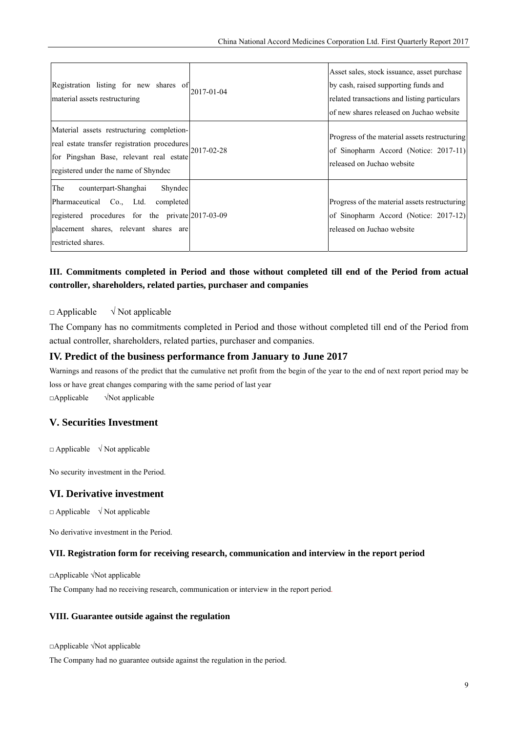| | | |
|---|---|---|
| Registration listing for new shares of material assets restructuring | 2017-01-04 | Asset sales, stock issuance, asset purchase by cash, raised supporting funds and related transactions and listing particulars of new shares released on Juchao website |
| Material assets restructuring completion-real estate transfer registration procedures for Pingshan Base, relevant real estate registered under the name of Shyndec | 2017-02-28 | Progress of the material assets restructuring of Sinopharm Accord (Notice: 2017-11) released on Juchao website |
| The counterpart-Shanghai Shyndec Pharmaceutical Co., Ltd. completed registered procedures for the private placement shares, relevant shares are restricted shares. | 2017-03-09 | Progress of the material assets restructuring of Sinopharm Accord (Notice: 2017-12) released on Juchao website |

### III. Commitments completed in Period and those without completed till end of the Period from actual controller, shareholders, related parties, purchaser and companies

□ Applicable √ Not applicable

The Company has no commitments completed in Period and those without completed till end of the Period from actual controller, shareholders, related parties, purchaser and companies.

## IV. Predict of the business performance from January to June 2017

Warnings and reasons of the predict that the cumulative net profit from the begin of the year to the end of next report period may be loss or have great changes comparing with the same period of last year

□Applicable √Not applicable

## V. Securities Investment

□ Applicable √ Not applicable

No security investment in the Period.

## VI. Derivative investment

□ Applicable √ Not applicable

No derivative investment in the Period.

### VII. Registration form for receiving research, communication and interview in the report period

□Applicable √Not applicable

The Company had no receiving research, communication or interview in the report period.

### VIII. Guarantee outside against the regulation

□Applicable √Not applicable

The Company had no guarantee outside against the regulation in the period.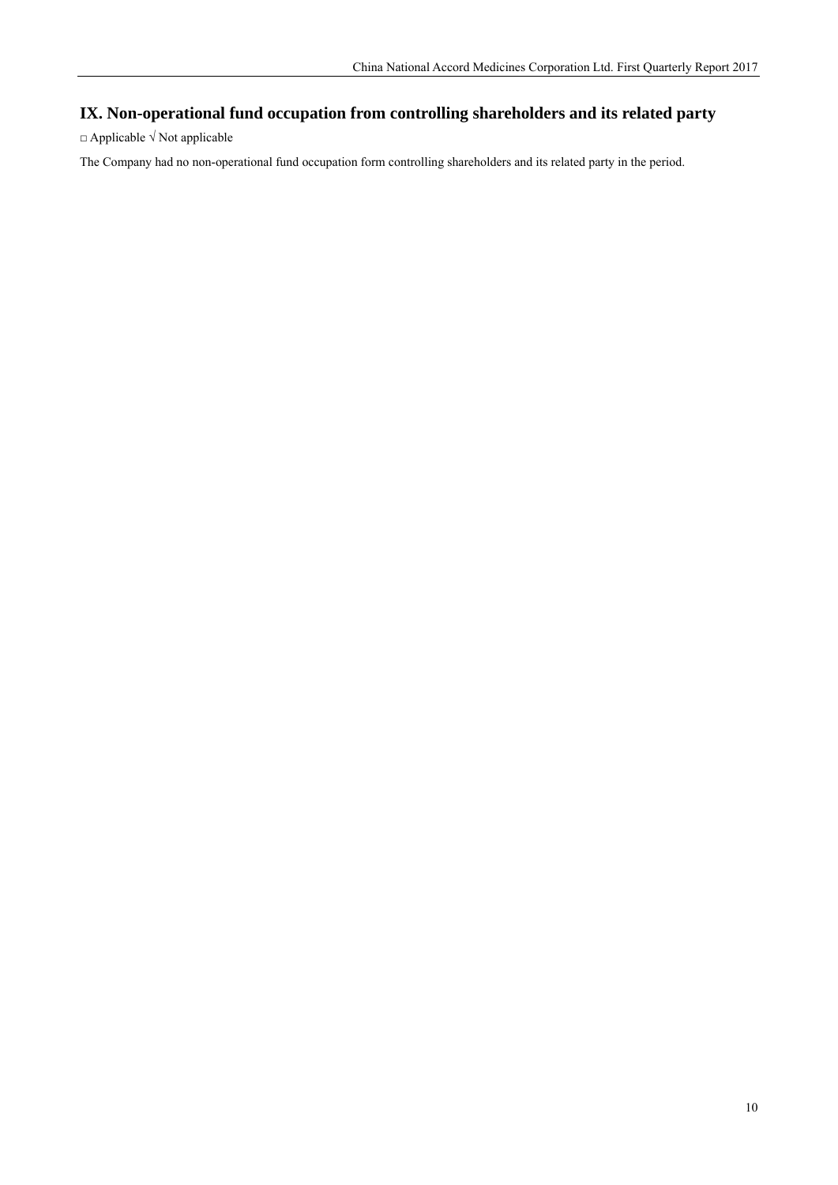## IX. Non-operational fund occupation from controlling shareholders and its related party

□ Applicable √ Not applicable

The Company had no non-operational fund occupation form controlling shareholders and its related party in the period.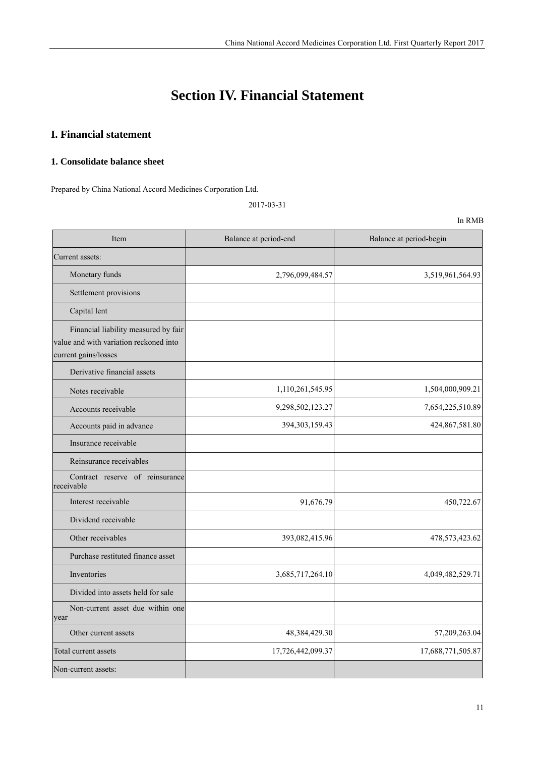# Section IV. Financial Statement

## I. Financial statement

### 1. Consolidate balance sheet

Prepared by China National Accord Medicines Corporation Ltd.

2017-03-31

In RMB

| Item | Balance at period-end | Balance at period-begin |
|---|---|---|
| Current assets: | | |
| Monetary funds | 2,796,099,484.57 | 3,519,961,564.93 |
| Settlement provisions | | |
| Capital lent | | |
| Financial liability measured by fair value and with variation reckoned into current gains/losses | | |
| Derivative financial assets | | |
| Notes receivable | 1,110,261,545.95 | 1,504,000,909.21 |
| Accounts receivable | 9,298,502,123.27 | 7,654,225,510.89 |
| Accounts paid in advance | 394,303,159.43 | 424,867,581.80 |
| Insurance receivable | | |
| Reinsurance receivables | | |
| Contract reserve of reinsurance receivable | | |
| Interest receivable | 91,676.79 | 450,722.67 |
| Dividend receivable | | |
| Other receivables | 393,082,415.96 | 478,573,423.62 |
| Purchase restituted finance asset | | |
| Inventories | 3,685,717,264.10 | 4,049,482,529.71 |
| Divided into assets held for sale | | |
| Non-current asset due within one year | | |
| Other current assets | 48,384,429.30 | 57,209,263.04 |
| Total current assets | 17,726,442,099.37 | 17,688,771,505.87 |
| Non-current assets: | | |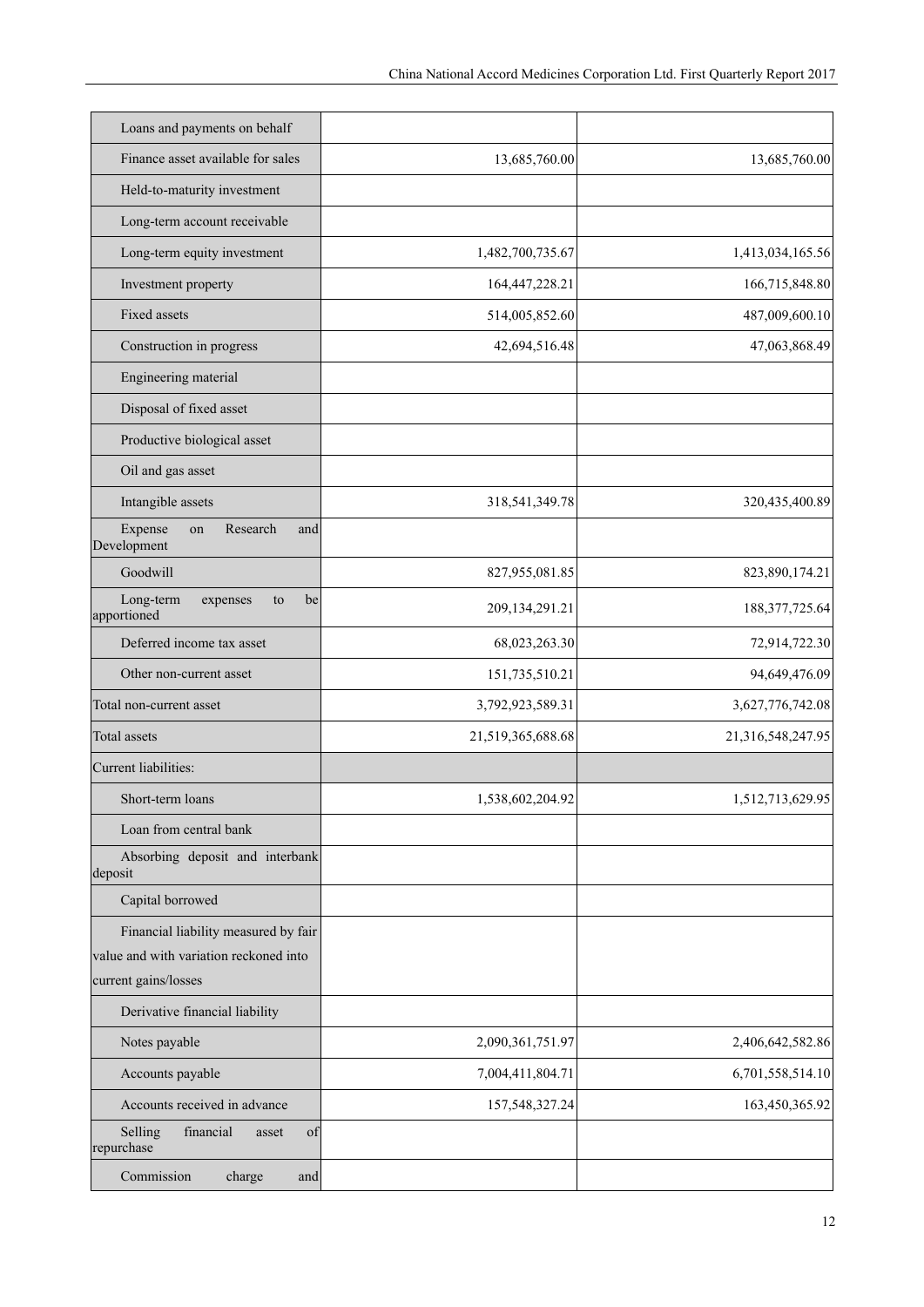| | | |
|---|---|---|
| Loans and payments on behalf | | |
| Finance asset available for sales | 13,685,760.00 | 13,685,760.00 |
| Held-to-maturity investment | | |
| Long-term account receivable | | |
| Long-term equity investment | 1,482,700,735.67 | 1,413,034,165.56 |
| Investment property | 164,447,228.21 | 166,715,848.80 |
| Fixed assets | 514,005,852.60 | 487,009,600.10 |
| Construction in progress | 42,694,516.48 | 47,063,868.49 |
| Engineering material | | |
| Disposal of fixed asset | | |
| Productive biological asset | | |
| Oil and gas asset | | |
| Intangible assets | 318,541,349.78 | 320,435,400.89 |
| Expense on Research and Development | | |
| Goodwill | 827,955,081.85 | 823,890,174.21 |
| Long-term expenses to be apportioned | 209,134,291.21 | 188,377,725.64 |
| Deferred income tax asset | 68,023,263.30 | 72,914,722.30 |
| Other non-current asset | 151,735,510.21 | 94,649,476.09 |
| Total non-current asset | 3,792,923,589.31 | 3,627,776,742.08 |
| Total assets | 21,519,365,688.68 | 21,316,548,247.95 |
| Current liabilities: | | |
| Short-term loans | 1,538,602,204.92 | 1,512,713,629.95 |
| Loan from central bank | | |
| Absorbing deposit and interbank deposit | | |
| Capital borrowed | | |
| Financial liability measured by fair value and with variation reckoned into current gains/losses | | |
| Derivative financial liability | | |
| Notes payable | 2,090,361,751.97 | 2,406,642,582.86 |
| Accounts payable | 7,004,411,804.71 | 6,701,558,514.10 |
| Accounts received in advance | 157,548,327.24 | 163,450,365.92 |
| Selling financial asset of repurchase | | |
| Commission charge and | | |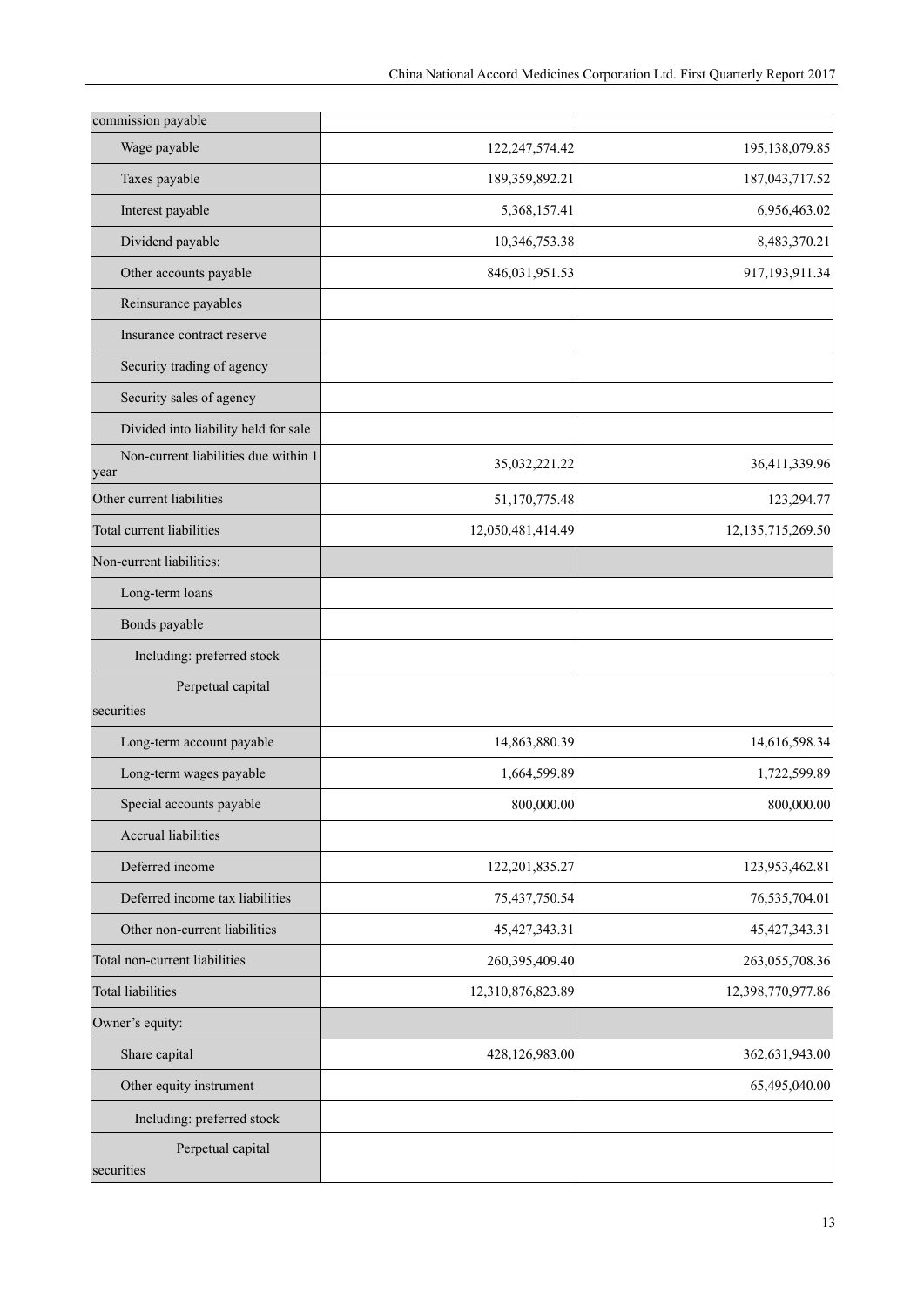| commission payable | | |
|---|---|---|
| Wage payable | 122,247,574.42 | 195,138,079.85 |
| Taxes payable | 189,359,892.21 | 187,043,717.52 |
| Interest payable | 5,368,157.41 | 6,956,463.02 |
| Dividend payable | 10,346,753.38 | 8,483,370.21 |
| Other accounts payable | 846,031,951.53 | 917,193,911.34 |
| Reinsurance payables | | |
| Insurance contract reserve | | |
| Security trading of agency | | |
| Security sales of agency | | |
| Divided into liability held for sale | | |
| Non-current liabilities due within 1 year | 35,032,221.22 | 36,411,339.96 |
| Other current liabilities | 51,170,775.48 | 123,294.77 |
| Total current liabilities | 12,050,481,414.49 | 12,135,715,269.50 |
| Non-current liabilities: | | |
| Long-term loans | | |
| Bonds payable | | |
| Including: preferred stock | | |
| Perpetual capital securities | | |
| Long-term account payable | 14,863,880.39 | 14,616,598.34 |
| Long-term wages payable | 1,664,599.89 | 1,722,599.89 |
| Special accounts payable | 800,000.00 | 800,000.00 |
| Accrual liabilities | | |
| Deferred income | 122,201,835.27 | 123,953,462.81 |
| Deferred income tax liabilities | 75,437,750.54 | 76,535,704.01 |
| Other non-current liabilities | 45,427,343.31 | 45,427,343.31 |
| Total non-current liabilities | 260,395,409.40 | 263,055,708.36 |
| Total liabilities | 12,310,876,823.89 | 12,398,770,977.86 |
| Owner's equity: | | |
| Share capital | 428,126,983.00 | 362,631,943.00 |
| Other equity instrument | | 65,495,040.00 |
| Including: preferred stock | | |
| Perpetual capital securities | | |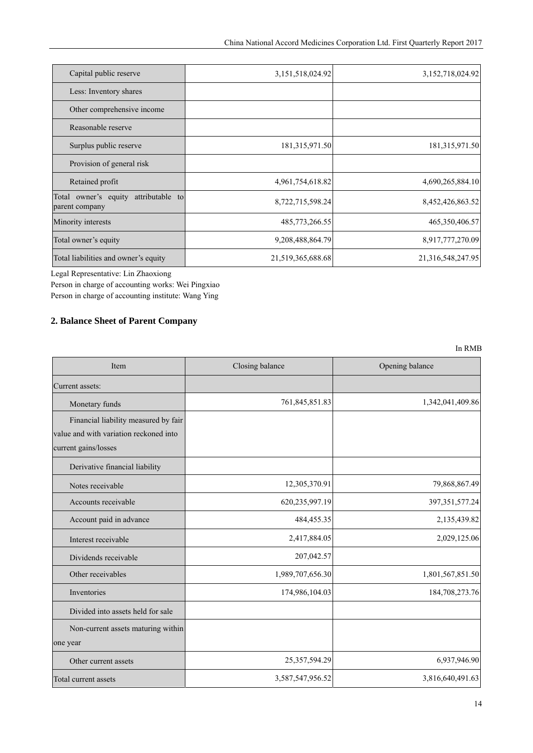| Capital public reserve | 3,151,518,024.92 | 3,152,718,024.92 |
|---|---|---|
| Less: Inventory shares | | |
| Other comprehensive income | | |
| Reasonable reserve | | |
| Surplus public reserve | 181,315,971.50 | 181,315,971.50 |
| Provision of general risk | | |
| Retained profit | 4,961,754,618.82 | 4,690,265,884.10 |
| Total owner's equity attributable to parent company | 8,722,715,598.24 | 8,452,426,863.52 |
| Minority interests | 485,773,266.55 | 465,350,406.57 |
| Total owner's equity | 9,208,488,864.79 | 8,917,777,270.09 |
| Total liabilities and owner's equity | 21,519,365,688.68 | 21,316,548,247.95 |

Legal Representative: Lin Zhaoxiong

Person in charge of accounting works: Wei Pingxiao

Person in charge of accounting institute: Wang Ying

## 2. Balance Sheet of Parent Company

In RMB

| Item | Closing balance | Opening balance |
|---|---|---|
| Current assets: | | |
| Monetary funds | 761,845,851.83 | 1,342,041,409.86 |
| Financial liability measured by fair value and with variation reckoned into current gains/losses | | |
| Derivative financial liability | | |
| Notes receivable | 12,305,370.91 | 79,868,867.49 |
| Accounts receivable | 620,235,997.19 | 397,351,577.24 |
| Account paid in advance | 484,455.35 | 2,135,439.82 |
| Interest receivable | 2,417,884.05 | 2,029,125.06 |
| Dividends receivable | 207,042.57 | |
| Other receivables | 1,989,707,656.30 | 1,801,567,851.50 |
| Inventories | 174,986,104.03 | 184,708,273.76 |
| Divided into assets held for sale | | |
| Non-current assets maturing within one year | | |
| Other current assets | 25,357,594.29 | 6,937,946.90 |
| Total current assets | 3,587,547,956.52 | 3,816,640,491.63 |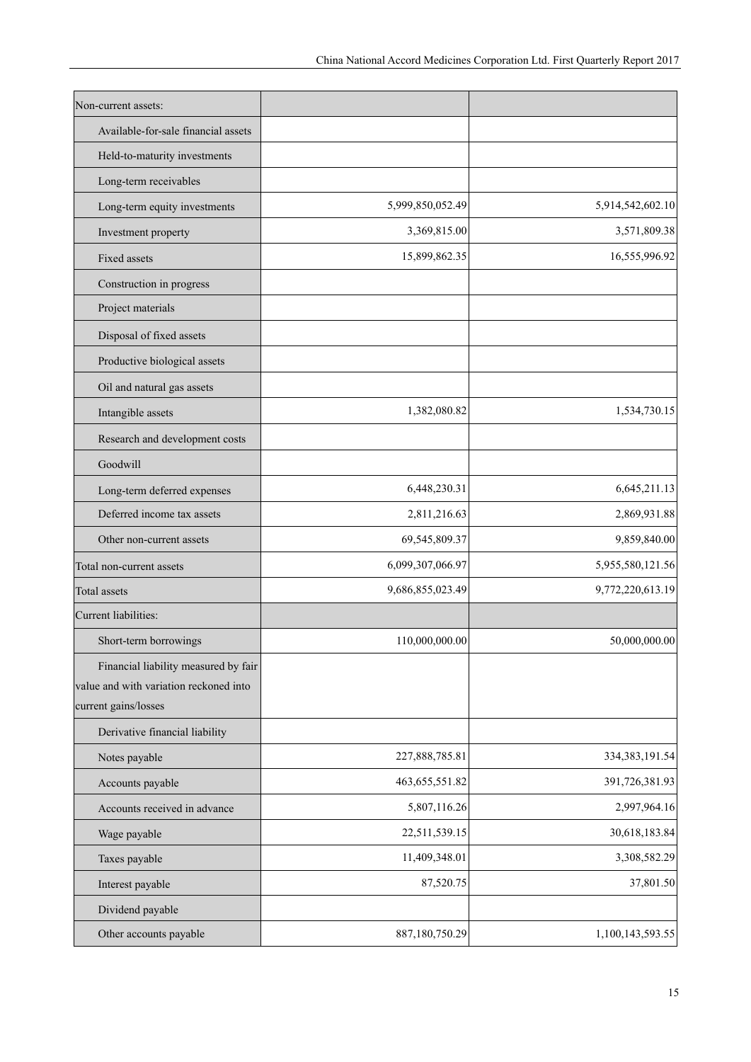| Non-current assets: | | |
| --- | --- | --- |
| Available-for-sale financial assets | | |
| Held-to-maturity investments | | |
| Long-term receivables | | |
| Long-term equity investments | 5,999,850,052.49 | 5,914,542,602.10 |
| Investment property | 3,369,815.00 | 3,571,809.38 |
| Fixed assets | 15,899,862.35 | 16,555,996.92 |
| Construction in progress | | |
| Project materials | | |
| Disposal of fixed assets | | |
| Productive biological assets | | |
| Oil and natural gas assets | | |
| Intangible assets | 1,382,080.82 | 1,534,730.15 |
| Research and development costs | | |
| Goodwill | | |
| Long-term deferred expenses | 6,448,230.31 | 6,645,211.13 |
| Deferred income tax assets | 2,811,216.63 | 2,869,931.88 |
| Other non-current assets | 69,545,809.37 | 9,859,840.00 |
| Total non-current assets | 6,099,307,066.97 | 5,955,580,121.56 |
| Total assets | 9,686,855,023.49 | 9,772,220,613.19 |
| Current liabilities: | | |
| Short-term borrowings | 110,000,000.00 | 50,000,000.00 |
| Financial liability measured by fair value and with variation reckoned into current gains/losses | | |
| Derivative financial liability | | |
| Notes payable | 227,888,785.81 | 334,383,191.54 |
| Accounts payable | 463,655,551.82 | 391,726,381.93 |
| Accounts received in advance | 5,807,116.26 | 2,997,964.16 |
| Wage payable | 22,511,539.15 | 30,618,183.84 |
| Taxes payable | 11,409,348.01 | 3,308,582.29 |
| Interest payable | 87,520.75 | 37,801.50 |
| Dividend payable | | |
| Other accounts payable | 887,180,750.29 | 1,100,143,593.55 |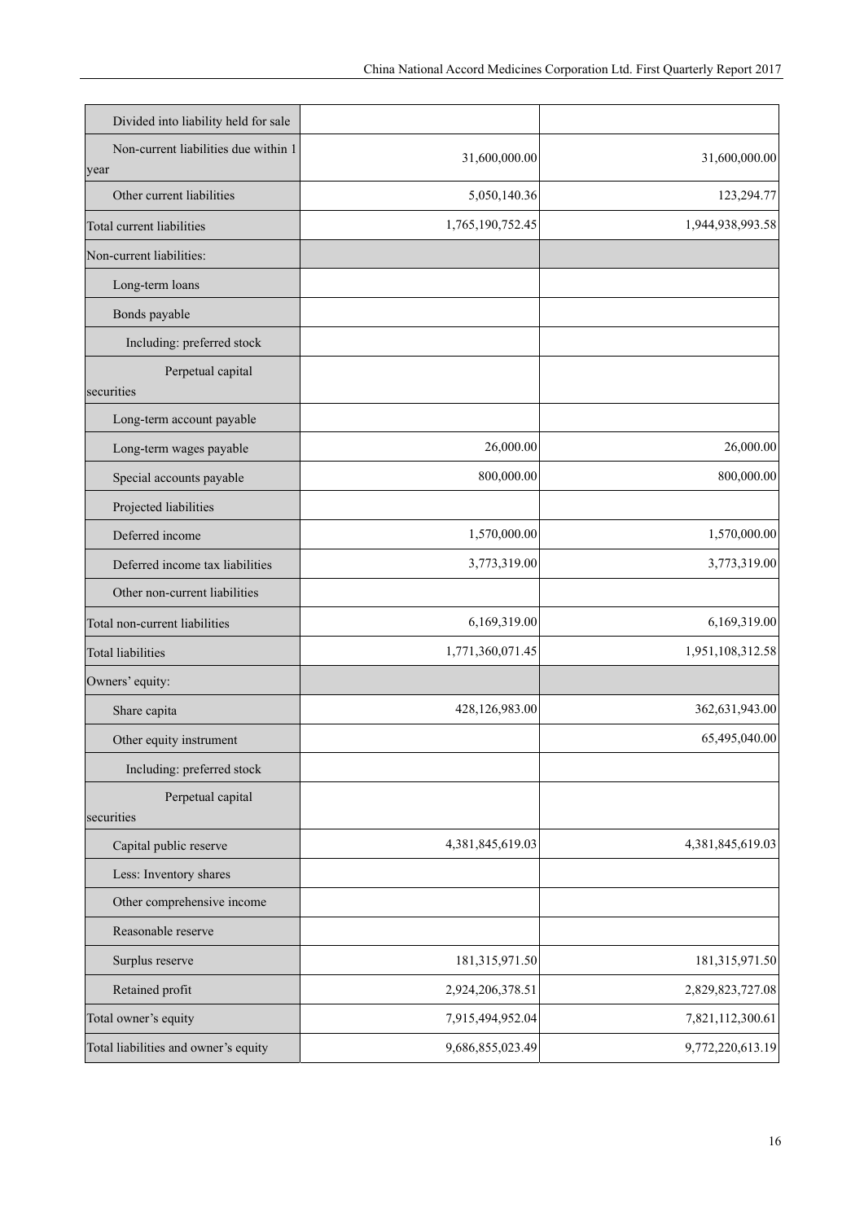| | | |
|---|---|---|
| Divided into liability held for sale | | |
| Non-current liabilities due within 1 year | 31,600,000.00 | 31,600,000.00 |
| Other current liabilities | 5,050,140.36 | 123,294.77 |
| Total current liabilities | 1,765,190,752.45 | 1,944,938,993.58 |
| Non-current liabilities: | | |
| Long-term loans | | |
| Bonds payable | | |
| Including: preferred stock | | |
| Perpetual capital securities | | |
| Long-term account payable | | |
| Long-term wages payable | 26,000.00 | 26,000.00 |
| Special accounts payable | 800,000.00 | 800,000.00 |
| Projected liabilities | | |
| Deferred income | 1,570,000.00 | 1,570,000.00 |
| Deferred income tax liabilities | 3,773,319.00 | 3,773,319.00 |
| Other non-current liabilities | | |
| Total non-current liabilities | 6,169,319.00 | 6,169,319.00 |
| Total liabilities | 1,771,360,071.45 | 1,951,108,312.58 |
| Owners' equity: | | |
| Share capita | 428,126,983.00 | 362,631,943.00 |
| Other equity instrument | | 65,495,040.00 |
| Including: preferred stock | | |
| Perpetual capital securities | | |
| Capital public reserve | 4,381,845,619.03 | 4,381,845,619.03 |
| Less: Inventory shares | | |
| Other comprehensive income | | |
| Reasonable reserve | | |
| Surplus reserve | 181,315,971.50 | 181,315,971.50 |
| Retained profit | 2,924,206,378.51 | 2,829,823,727.08 |
| Total owner's equity | 7,915,494,952.04 | 7,821,112,300.61 |
| Total liabilities and owner's equity | 9,686,855,023.49 | 9,772,220,613.19 |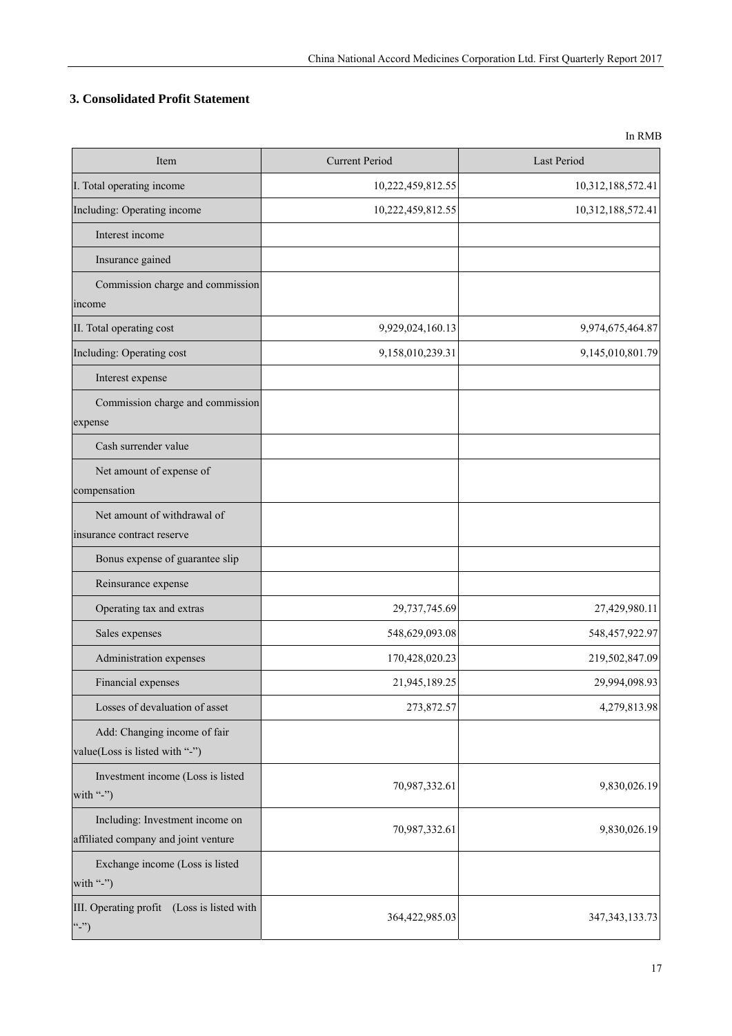### 3. Consolidated Profit Statement

In RMB

| Item | Current Period | Last Period |
|---|---|---|
| I. Total operating income | 10,222,459,812.55 | 10,312,188,572.41 |
| Including: Operating income | 10,222,459,812.55 | 10,312,188,572.41 |
| Interest income | | |
| Insurance gained | | |
| Commission charge and commission income | | |
| II. Total operating cost | 9,929,024,160.13 | 9,974,675,464.87 |
| Including: Operating cost | 9,158,010,239.31 | 9,145,010,801.79 |
| Interest expense | | |
| Commission charge and commission expense | | |
| Cash surrender value | | |
| Net amount of expense of compensation | | |
| Net amount of withdrawal of insurance contract reserve | | |
| Bonus expense of guarantee slip | | |
| Reinsurance expense | | |
| Operating tax and extras | 29,737,745.69 | 27,429,980.11 |
| Sales expenses | 548,629,093.08 | 548,457,922.97 |
| Administration expenses | 170,428,020.23 | 219,502,847.09 |
| Financial expenses | 21,945,189.25 | 29,994,098.93 |
| Losses of devaluation of asset | 273,872.57 | 4,279,813.98 |
| Add: Changing income of fair value(Loss is listed with "-") | | |
| Investment income (Loss is listed with "-") | 70,987,332.61 | 9,830,026.19 |
| Including: Investment income on affiliated company and joint venture | 70,987,332.61 | 9,830,026.19 |
| Exchange income (Loss is listed with "-") | | |
| III. Operating profit (Loss is listed with "-") | 364,422,985.03 | 347,343,133.73 |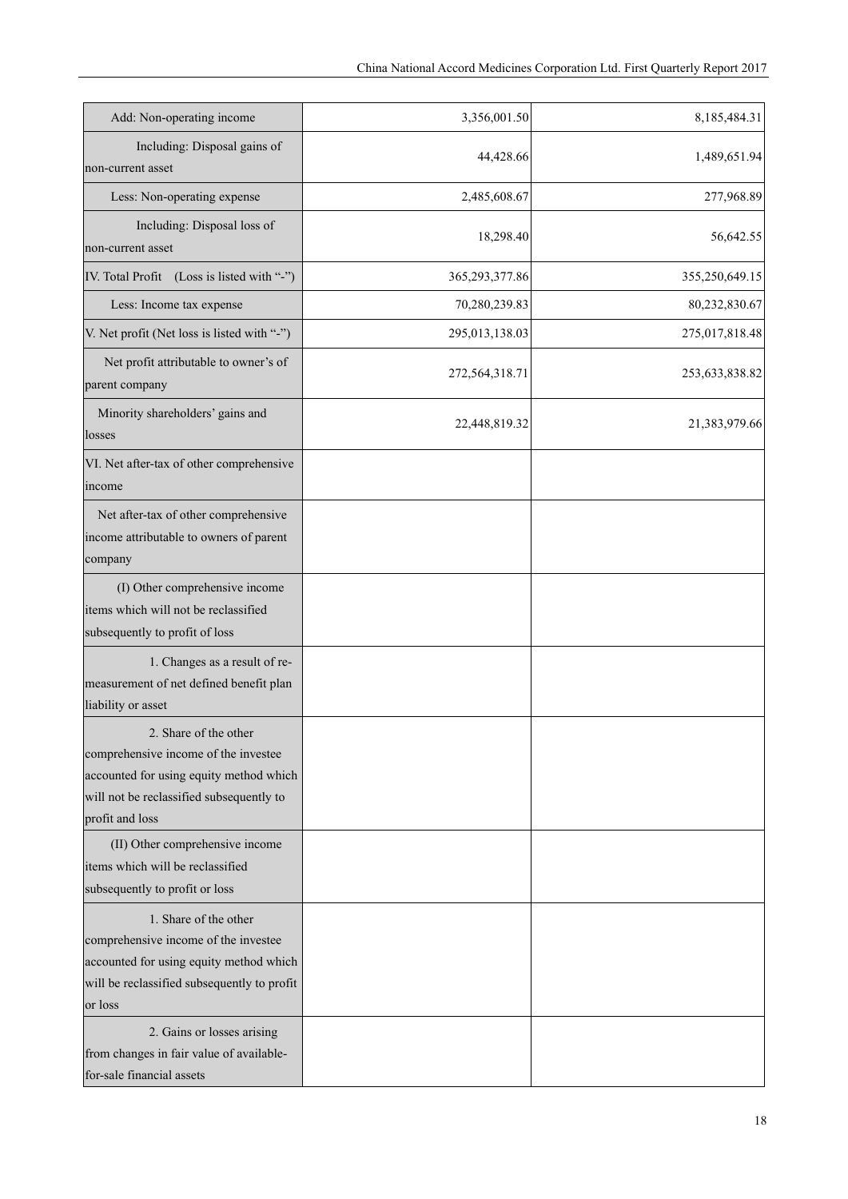| | | |
|---|---|---|
| Add: Non-operating income | 3,356,001.50 | 8,185,484.31 |
| Including: Disposal gains of non-current asset | 44,428.66 | 1,489,651.94 |
| Less: Non-operating expense | 2,485,608.67 | 277,968.89 |
| Including: Disposal loss of non-current asset | 18,298.40 | 56,642.55 |
| IV. Total Profit (Loss is listed with "-") | 365,293,377.86 | 355,250,649.15 |
| Less: Income tax expense | 70,280,239.83 | 80,232,830.67 |
| V. Net profit (Net loss is listed with "-") | 295,013,138.03 | 275,017,818.48 |
| Net profit attributable to owner's of parent company | 272,564,318.71 | 253,633,838.82 |
| Minority shareholders' gains and losses | 22,448,819.32 | 21,383,979.66 |
| VI. Net after-tax of other comprehensive income | | |
| Net after-tax of other comprehensive income attributable to owners of parent company | | |
| (I) Other comprehensive income items which will not be reclassified subsequently to profit of loss | | |
| 1. Changes as a result of re-measurement of net defined benefit plan liability or asset | | |
| 2. Share of the other comprehensive income of the investee accounted for using equity method which will not be reclassified subsequently to profit and loss | | |
| (II) Other comprehensive income items which will be reclassified subsequently to profit or loss | | |
| 1. Share of the other comprehensive income of the investee accounted for using equity method which will be reclassified subsequently to profit or loss | | |
| 2. Gains or losses arising from changes in fair value of available-for-sale financial assets | | |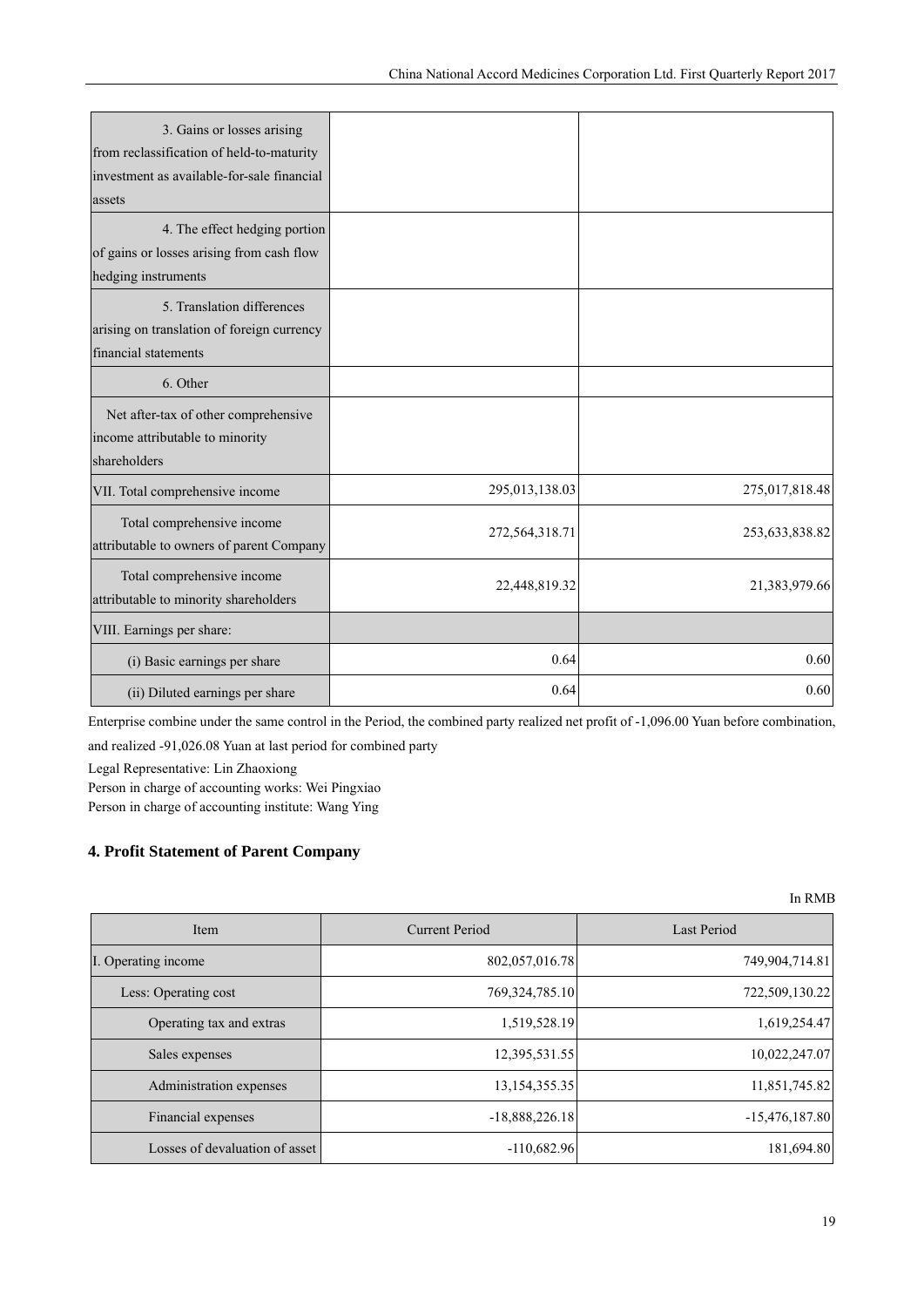| | | |
|---|---|---|
| 3. Gains or losses arising from reclassification of held-to-maturity investment as available-for-sale financial assets | | |
| 4. The effect hedging portion of gains or losses arising from cash flow hedging instruments | | |
| 5. Translation differences arising on translation of foreign currency financial statements | | |
| 6. Other | | |
| Net after-tax of other comprehensive income attributable to minority shareholders | | |
| VII. Total comprehensive income | 295,013,138.03 | 275,017,818.48 |
| Total comprehensive income attributable to owners of parent Company | 272,564,318.71 | 253,633,838.82 |
| Total comprehensive income attributable to minority shareholders | 22,448,819.32 | 21,383,979.66 |
| VIII. Earnings per share: | | |
| (i) Basic earnings per share | 0.64 | 0.60 |
| (ii) Diluted earnings per share | 0.64 | 0.60 |

Enterprise combine under the same control in the Period, the combined party realized net profit of -1,096.00 Yuan before combination, and realized -91,026.08 Yuan at last period for combined party

Legal Representative: Lin Zhaoxiong

Person in charge of accounting works: Wei Pingxiao

Person in charge of accounting institute: Wang Ying

## 4. Profit Statement of Parent Company

In RMB

| Item | Current Period | Last Period |
|---|---|---|
| I. Operating income | 802,057,016.78 | 749,904,714.81 |
| Less: Operating cost | 769,324,785.10 | 722,509,130.22 |
| Operating tax and extras | 1,519,528.19 | 1,619,254.47 |
| Sales expenses | 12,395,531.55 | 10,022,247.07 |
| Administration expenses | 13,154,355.35 | 11,851,745.82 |
| Financial expenses | -18,888,226.18 | -15,476,187.80 |
| Losses of devaluation of asset | -110,682.96 | 181,694.80 |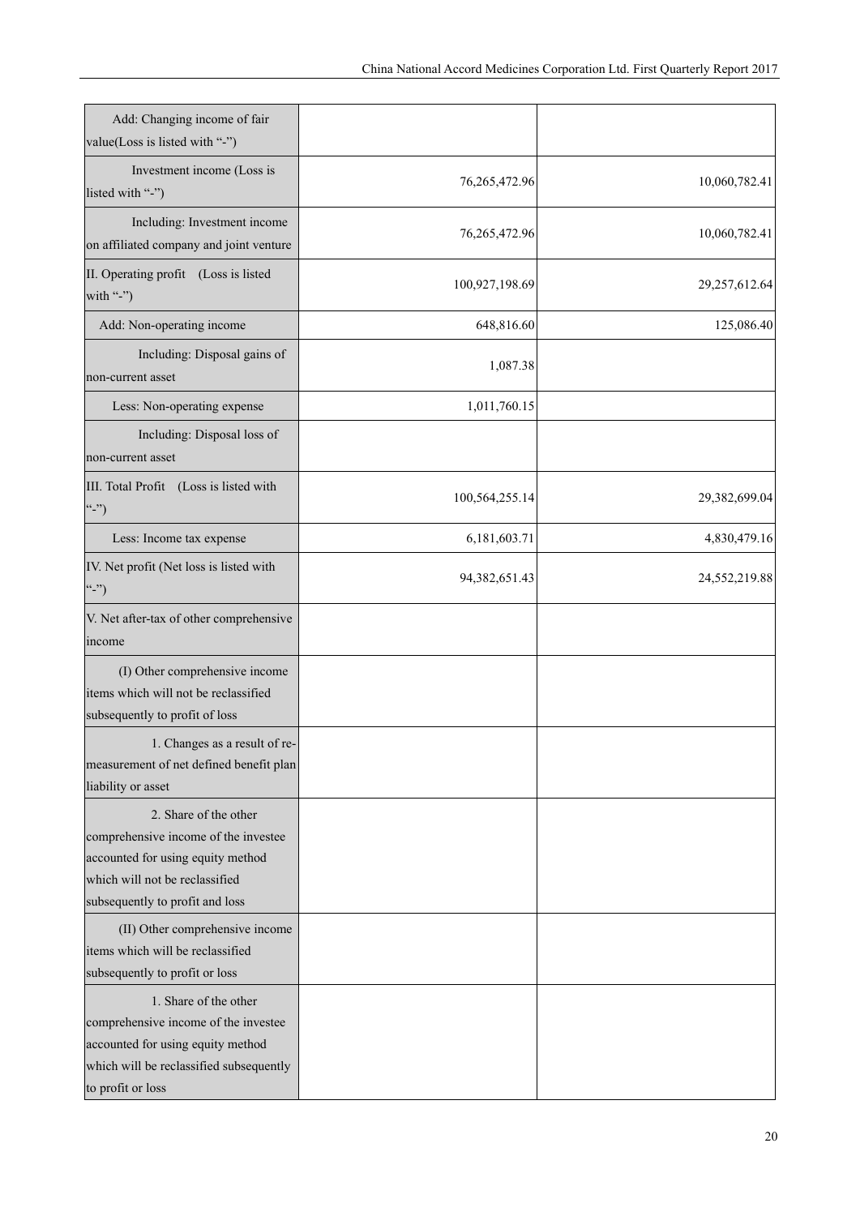| | | |
|---|---|---|
| Add: Changing income of fair value(Loss is listed with "-") | | |
| Investment income (Loss is listed with "-") | 76,265,472.96 | 10,060,782.41 |
| Including: Investment income on affiliated company and joint venture | 76,265,472.96 | 10,060,782.41 |
| II. Operating profit (Loss is listed with "-") | 100,927,198.69 | 29,257,612.64 |
| Add: Non-operating income | 648,816.60 | 125,086.40 |
| Including: Disposal gains of non-current asset | 1,087.38 | |
| Less: Non-operating expense | 1,011,760.15 | |
| Including: Disposal loss of non-current asset | | |
| III. Total Profit (Loss is listed with "-") | 100,564,255.14 | 29,382,699.04 |
| Less: Income tax expense | 6,181,603.71 | 4,830,479.16 |
| IV. Net profit (Net loss is listed with "-") | 94,382,651.43 | 24,552,219.88 |
| V. Net after-tax of other comprehensive income | | |
| (I) Other comprehensive income items which will not be reclassified subsequently to profit of loss | | |
| 1. Changes as a result of re-measurement of net defined benefit plan liability or asset | | |
| 2. Share of the other comprehensive income of the investee accounted for using equity method which will not be reclassified subsequently to profit and loss | | |
| (II) Other comprehensive income items which will be reclassified subsequently to profit or loss | | |
| 1. Share of the other comprehensive income of the investee accounted for using equity method which will be reclassified subsequently to profit or loss | | |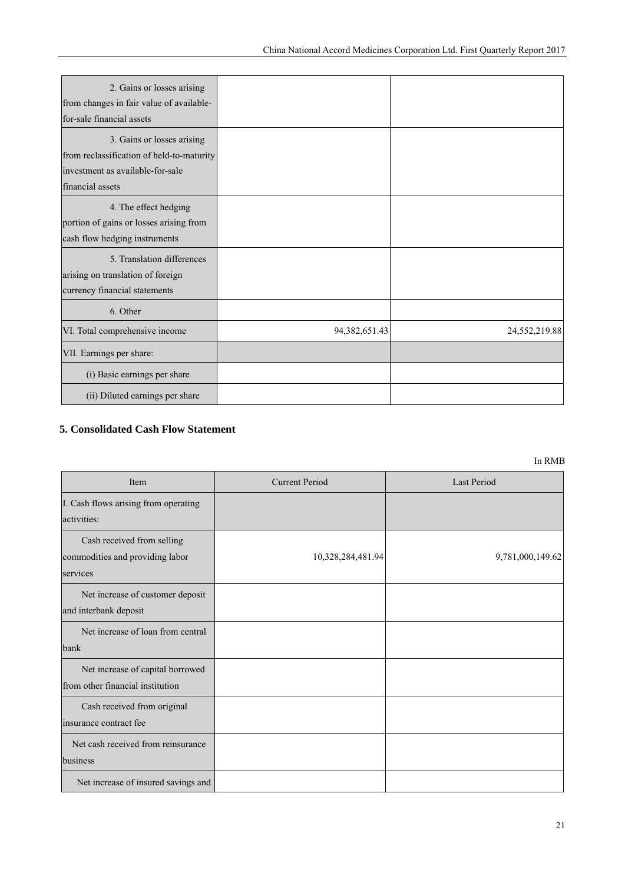| | | |
|---|---|---|
| 2. Gains or losses arising from changes in fair value of available-for-sale financial assets | | |
| 3. Gains or losses arising from reclassification of held-to-maturity investment as available-for-sale financial assets | | |
| 4. The effect hedging portion of gains or losses arising from cash flow hedging instruments | | |
| 5. Translation differences arising on translation of foreign currency financial statements | | |
| 6. Other | | |
| VI. Total comprehensive income | 94,382,651.43 | 24,552,219.88 |
| VII. Earnings per share: | | |
| (i) Basic earnings per share | | |
| (ii) Diluted earnings per share | | |

## 5. Consolidated Cash Flow Statement

In RMB

| Item | Current Period | Last Period |
|---|---|---|
| I. Cash flows arising from operating activities: | | |
| Cash received from selling commodities and providing labor services | 10,328,284,481.94 | 9,781,000,149.62 |
| Net increase of customer deposit and interbank deposit | | |
| Net increase of loan from central bank | | |
| Net increase of capital borrowed from other financial institution | | |
| Cash received from original insurance contract fee | | |
| Net cash received from reinsurance business | | |
| Net increase of insured savings and | | |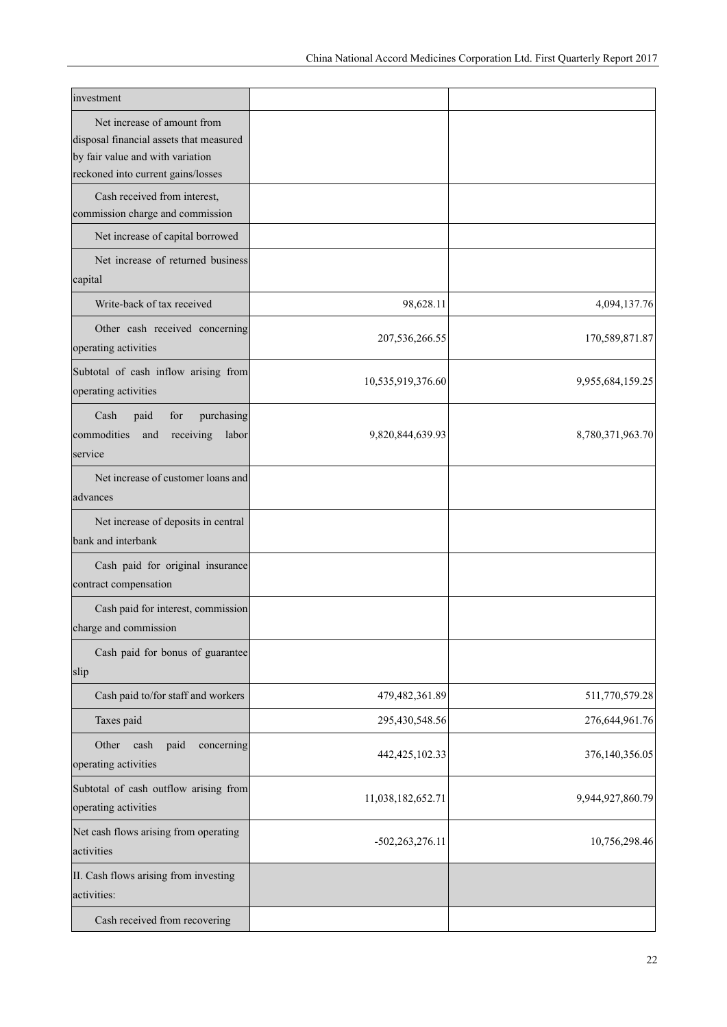| | | |
|---|---|---|
| investment | | |
| Net increase of amount from disposal financial assets that measured by fair value and with variation reckoned into current gains/losses | | |
| Cash received from interest, commission charge and commission | | |
| Net increase of capital borrowed | | |
| Net increase of returned business capital | | |
| Write-back of tax received | 98,628.11 | 4,094,137.76 |
| Other cash received concerning operating activities | 207,536,266.55 | 170,589,871.87 |
| Subtotal of cash inflow arising from operating activities | 10,535,919,376.60 | 9,955,684,159.25 |
| Cash paid for purchasing commodities and receiving labor service | 9,820,844,639.93 | 8,780,371,963.70 |
| Net increase of customer loans and advances | | |
| Net increase of deposits in central bank and interbank | | |
| Cash paid for original insurance contract compensation | | |
| Cash paid for interest, commission charge and commission | | |
| Cash paid for bonus of guarantee slip | | |
| Cash paid to/for staff and workers | 479,482,361.89 | 511,770,579.28 |
| Taxes paid | 295,430,548.56 | 276,644,961.76 |
| Other cash paid concerning operating activities | 442,425,102.33 | 376,140,356.05 |
| Subtotal of cash outflow arising from operating activities | 11,038,182,652.71 | 9,944,927,860.79 |
| Net cash flows arising from operating activities | -502,263,276.11 | 10,756,298.46 |
| II. Cash flows arising from investing activities: | | |
| Cash received from recovering | | |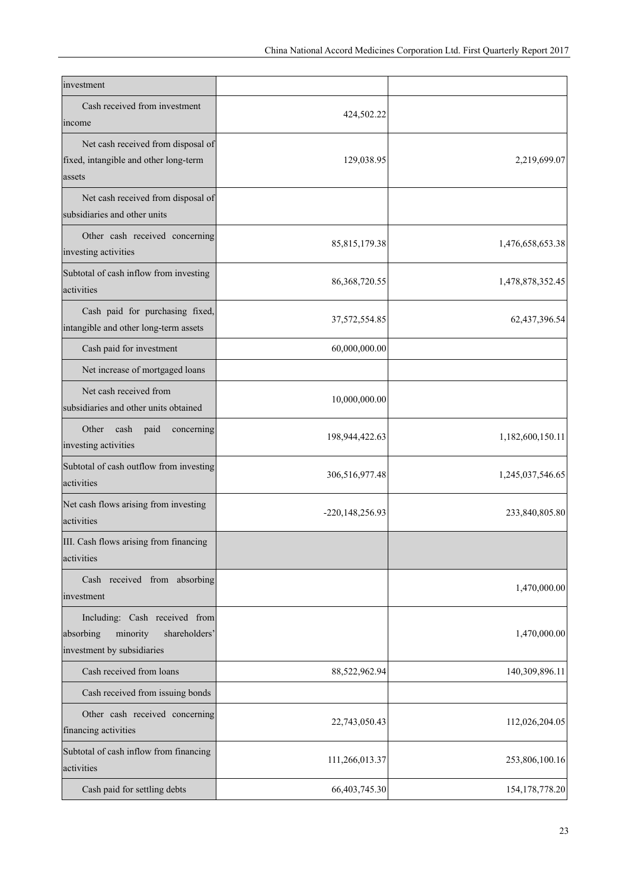| investment | | |
|---|---|---|
| Cash received from investment income | 424,502.22 | |
| Net cash received from disposal of fixed, intangible and other long-term assets | 129,038.95 | 2,219,699.07 |
| Net cash received from disposal of subsidiaries and other units | | |
| Other cash received concerning investing activities | 85,815,179.38 | 1,476,658,653.38 |
| Subtotal of cash inflow from investing activities | 86,368,720.55 | 1,478,878,352.45 |
| Cash paid for purchasing fixed, intangible and other long-term assets | 37,572,554.85 | 62,437,396.54 |
| Cash paid for investment | 60,000,000.00 | |
| Net increase of mortgaged loans | | |
| Net cash received from subsidiaries and other units obtained | 10,000,000.00 | |
| Other cash paid concerning investing activities | 198,944,422.63 | 1,182,600,150.11 |
| Subtotal of cash outflow from investing activities | 306,516,977.48 | 1,245,037,546.65 |
| Net cash flows arising from investing activities | -220,148,256.93 | 233,840,805.80 |
| III. Cash flows arising from financing activities | | |
| Cash received from absorbing investment | | 1,470,000.00 |
| Including: Cash received from absorbing minority shareholders' investment by subsidiaries | | 1,470,000.00 |
| Cash received from loans | 88,522,962.94 | 140,309,896.11 |
| Cash received from issuing bonds | | |
| Other cash received concerning financing activities | 22,743,050.43 | 112,026,204.05 |
| Subtotal of cash inflow from financing activities | 111,266,013.37 | 253,806,100.16 |
| Cash paid for settling debts | 66,403,745.30 | 154,178,778.20 |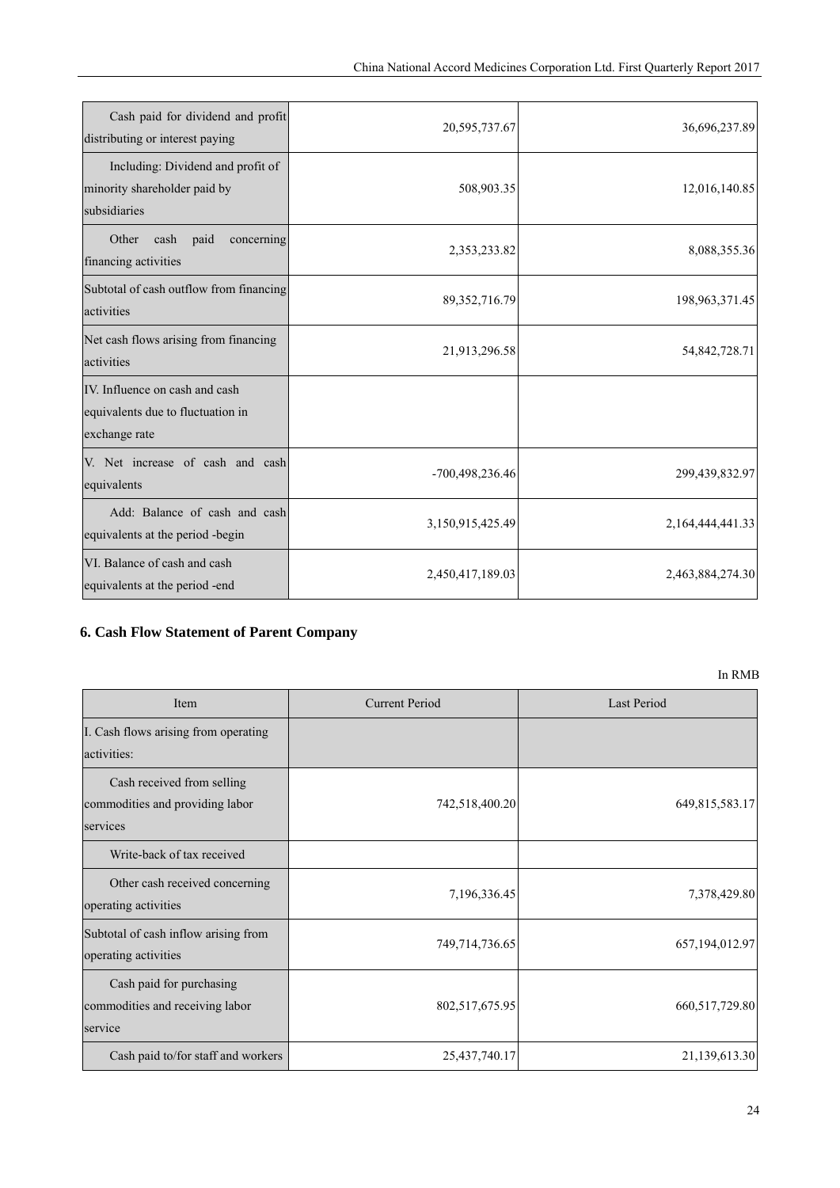| | | |
|---|---|---|
| Cash paid for dividend and profit distributing or interest paying | 20,595,737.67 | 36,696,237.89 |
| Including: Dividend and profit of minority shareholder paid by subsidiaries | 508,903.35 | 12,016,140.85 |
| Other cash paid concerning financing activities | 2,353,233.82 | 8,088,355.36 |
| Subtotal of cash outflow from financing activities | 89,352,716.79 | 198,963,371.45 |
| Net cash flows arising from financing activities | 21,913,296.58 | 54,842,728.71 |
| IV. Influence on cash and cash equivalents due to fluctuation in exchange rate | | |
| V. Net increase of cash and cash equivalents | -700,498,236.46 | 299,439,832.97 |
| Add: Balance of cash and cash equivalents at the period -begin | 3,150,915,425.49 | 2,164,444,441.33 |
| VI. Balance of cash and cash equivalents at the period -end | 2,450,417,189.03 | 2,463,884,274.30 |

## 6. Cash Flow Statement of Parent Company

In RMB

| Item | Current Period | Last Period |
|---|---|---|
| I. Cash flows arising from operating activities: | | |
| Cash received from selling commodities and providing labor services | 742,518,400.20 | 649,815,583.17 |
| Write-back of tax received | | |
| Other cash received concerning operating activities | 7,196,336.45 | 7,378,429.80 |
| Subtotal of cash inflow arising from operating activities | 749,714,736.65 | 657,194,012.97 |
| Cash paid for purchasing commodities and receiving labor service | 802,517,675.95 | 660,517,729.80 |
| Cash paid to/for staff and workers | 25,437,740.17 | 21,139,613.30 |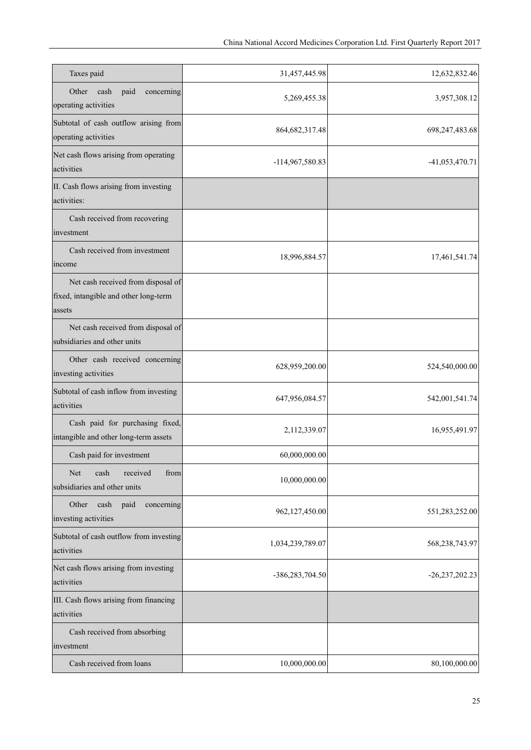| Item | Current period | Last period |
|---|---|---|
| Taxes paid | 31,457,445.98 | 12,632,832.46 |
| Other cash paid concerning operating activities | 5,269,455.38 | 3,957,308.12 |
| Subtotal of cash outflow arising from operating activities | 864,682,317.48 | 698,247,483.68 |
| Net cash flows arising from operating activities | -114,967,580.83 | -41,053,470.71 |
| II. Cash flows arising from investing activities: | | |
| Cash received from recovering investment | | |
| Cash received from investment income | 18,996,884.57 | 17,461,541.74 |
| Net cash received from disposal of fixed, intangible and other long-term assets | | |
| Net cash received from disposal of subsidiaries and other units | | |
| Other cash received concerning investing activities | 628,959,200.00 | 524,540,000.00 |
| Subtotal of cash inflow from investing activities | 647,956,084.57 | 542,001,541.74 |
| Cash paid for purchasing fixed, intangible and other long-term assets | 2,112,339.07 | 16,955,491.97 |
| Cash paid for investment | 60,000,000.00 | |
| Net cash received from subsidiaries and other units | 10,000,000.00 | |
| Other cash paid concerning investing activities | 962,127,450.00 | 551,283,252.00 |
| Subtotal of cash outflow from investing activities | 1,034,239,789.07 | 568,238,743.97 |
| Net cash flows arising from investing activities | -386,283,704.50 | -26,237,202.23 |
| III. Cash flows arising from financing activities | | |
| Cash received from absorbing investment | | |
| Cash received from loans | 10,000,000.00 | 80,100,000.00 |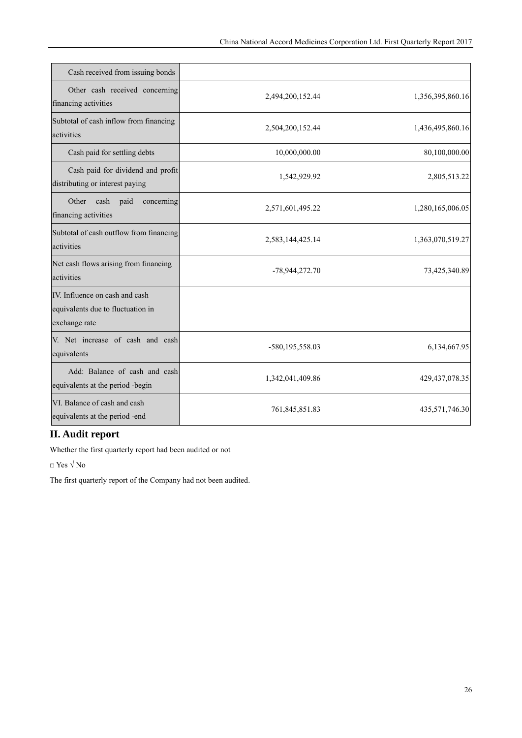| | | |
|---|---|---|
| Cash received from issuing bonds | | |
| Other cash received concerning financing activities | 2,494,200,152.44 | 1,356,395,860.16 |
| Subtotal of cash inflow from financing activities | 2,504,200,152.44 | 1,436,495,860.16 |
| Cash paid for settling debts | 10,000,000.00 | 80,100,000.00 |
| Cash paid for dividend and profit distributing or interest paying | 1,542,929.92 | 2,805,513.22 |
| Other cash paid concerning financing activities | 2,571,601,495.22 | 1,280,165,006.05 |
| Subtotal of cash outflow from financing activities | 2,583,144,425.14 | 1,363,070,519.27 |
| Net cash flows arising from financing activities | -78,944,272.70 | 73,425,340.89 |
| IV. Influence on cash and cash equivalents due to fluctuation in exchange rate | | |
| V. Net increase of cash and cash equivalents | -580,195,558.03 | 6,134,667.95 |
| Add: Balance of cash and cash equivalents at the period -begin | 1,342,041,409.86 | 429,437,078.35 |
| VI. Balance of cash and cash equivalents at the period -end | 761,845,851.83 | 435,571,746.30 |

## II. Audit report

Whether the first quarterly report had been audited or not

□ Yes √ No

The first quarterly report of the Company had not been audited.